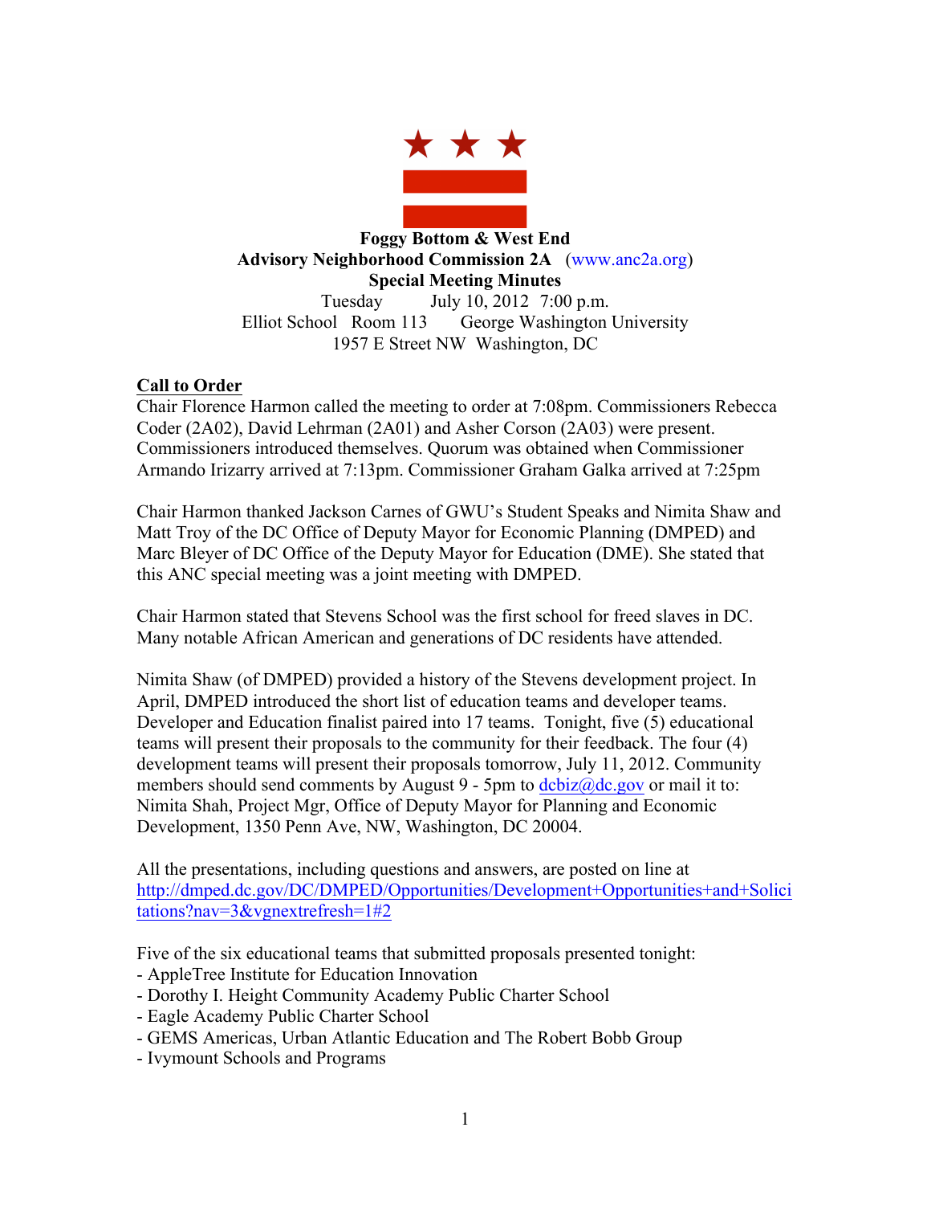**Foggy Bottom & West End**
**Advisory Neighborhood Commission 2A** (www.anc2a.org)
**Special Meeting Minutes**
Tuesday July 10, 2012 7:00 p.m.
Elliot School Room 113 George Washington University
1957 E Street NW Washington, DC

## Call to Order

Chair Florence Harmon called the meeting to order at 7:08pm. Commissioners Rebecca Coder (2A02), David Lehrman (2A01) and Asher Corson (2A03) were present. Commissioners introduced themselves. Quorum was obtained when Commissioner Armando Irizarry arrived at 7:13pm. Commissioner Graham Galka arrived at 7:25pm

Chair Harmon thanked Jackson Carnes of GWU's Student Speaks and Nimita Shaw and Matt Troy of the DC Office of Deputy Mayor for Economic Planning (DMPED) and Marc Bleyer of DC Office of the Deputy Mayor for Education (DME). She stated that this ANC special meeting was a joint meeting with DMPED.

Chair Harmon stated that Stevens School was the first school for freed slaves in DC. Many notable African American and generations of DC residents have attended.

Nimita Shaw (of DMPED) provided a history of the Stevens development project. In April, DMPED introduced the short list of education teams and developer teams. Developer and Education finalist paired into 17 teams. Tonight, five (5) educational teams will present their proposals to the community for their feedback. The four (4) development teams will present their proposals tomorrow, July 11, 2012. Community members should send comments by August 9 - 5pm to dcbiz@dc.gov or mail it to: Nimita Shah, Project Mgr, Office of Deputy Mayor for Planning and Economic Development, 1350 Penn Ave, NW, Washington, DC 20004.

All the presentations, including questions and answers, are posted on line at http://dmped.dc.gov/DC/DMPED/Opportunities/Development+Opportunities+and+Solicitations?nav=3&vgnextrefresh=1#2

Five of the six educational teams that submitted proposals presented tonight:
- AppleTree Institute for Education Innovation
- Dorothy I. Height Community Academy Public Charter School
- Eagle Academy Public Charter School
- GEMS Americas, Urban Atlantic Education and The Robert Bobb Group
- Ivymount Schools and Programs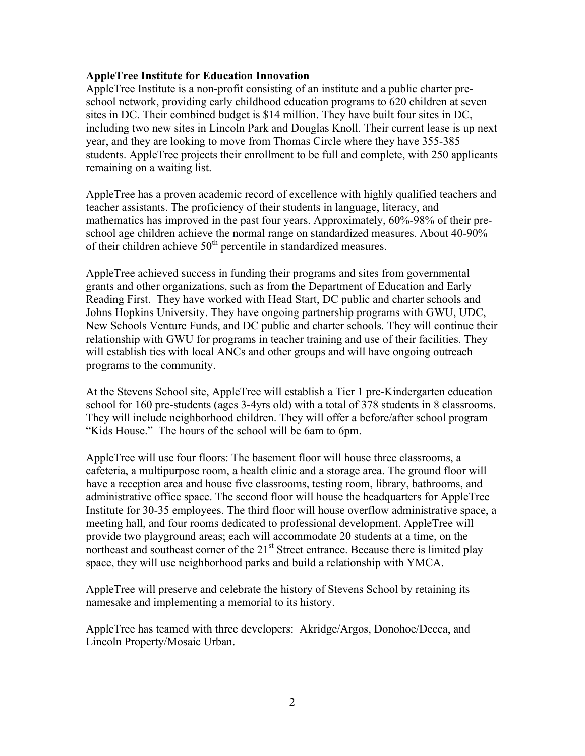**AppleTree Institute for Education Innovation**

AppleTree Institute is a non-profit consisting of an institute and a public charter pre-school network, providing early childhood education programs to 620 children at seven sites in DC. Their combined budget is $14 million. They have built four sites in DC, including two new sites in Lincoln Park and Douglas Knoll. Their current lease is up next year, and they are looking to move from Thomas Circle where they have 355-385 students. AppleTree projects their enrollment to be full and complete, with 250 applicants remaining on a waiting list.

AppleTree has a proven academic record of excellence with highly qualified teachers and teacher assistants. The proficiency of their students in language, literacy, and mathematics has improved in the past four years. Approximately, 60%-98% of their pre-school age children achieve the normal range on standardized measures. About 40-90% of their children achieve 50th percentile in standardized measures.

AppleTree achieved success in funding their programs and sites from governmental grants and other organizations, such as from the Department of Education and Early Reading First. They have worked with Head Start, DC public and charter schools and Johns Hopkins University. They have ongoing partnership programs with GWU, UDC, New Schools Venture Funds, and DC public and charter schools. They will continue their relationship with GWU for programs in teacher training and use of their facilities. They will establish ties with local ANCs and other groups and will have ongoing outreach programs to the community.

At the Stevens School site, AppleTree will establish a Tier 1 pre-Kindergarten education school for 160 pre-students (ages 3-4yrs old) with a total of 378 students in 8 classrooms. They will include neighborhood children. They will offer a before/after school program "Kids House." The hours of the school will be 6am to 6pm.

AppleTree will use four floors: The basement floor will house three classrooms, a cafeteria, a multipurpose room, a health clinic and a storage area. The ground floor will have a reception area and house five classrooms, testing room, library, bathrooms, and administrative office space. The second floor will house the headquarters for AppleTree Institute for 30-35 employees. The third floor will house overflow administrative space, a meeting hall, and four rooms dedicated to professional development. AppleTree will provide two playground areas; each will accommodate 20 students at a time, on the northeast and southeast corner of the 21st Street entrance. Because there is limited play space, they will use neighborhood parks and build a relationship with YMCA.

AppleTree will preserve and celebrate the history of Stevens School by retaining its namesake and implementing a memorial to its history.

AppleTree has teamed with three developers: Akridge/Argos, Donohoe/Decca, and Lincoln Property/Mosaic Urban.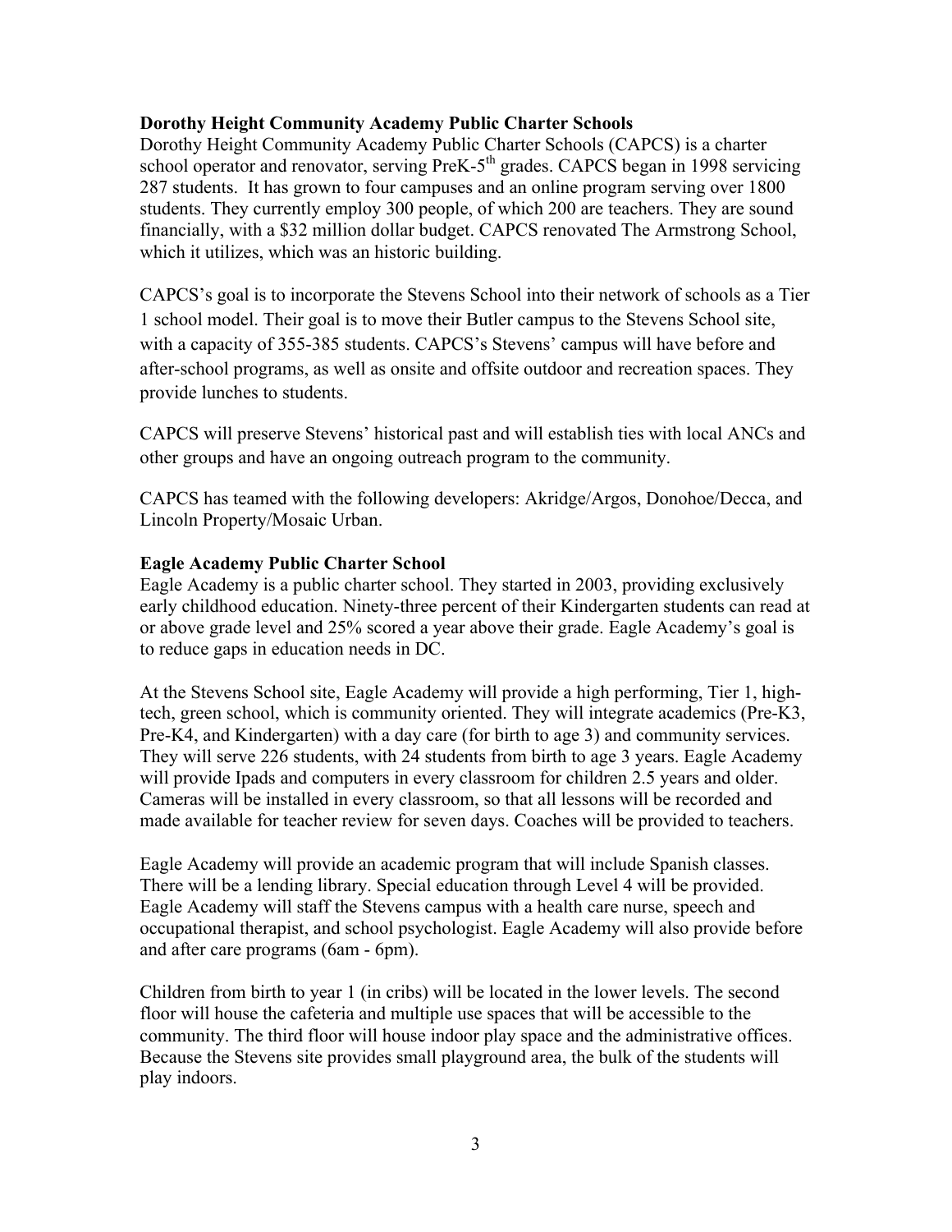**Dorothy Height Community Academy Public Charter Schools**

Dorothy Height Community Academy Public Charter Schools (CAPCS) is a charter school operator and renovator, serving PreK-5th grades. CAPCS began in 1998 servicing 287 students. It has grown to four campuses and an online program serving over 1800 students. They currently employ 300 people, of which 200 are teachers. They are sound financially, with a $32 million dollar budget. CAPCS renovated The Armstrong School, which it utilizes, which was an historic building.

CAPCS's goal is to incorporate the Stevens School into their network of schools as a Tier 1 school model. Their goal is to move their Butler campus to the Stevens School site, with a capacity of 355-385 students. CAPCS's Stevens' campus will have before and after-school programs, as well as onsite and offsite outdoor and recreation spaces. They provide lunches to students.

CAPCS will preserve Stevens' historical past and will establish ties with local ANCs and other groups and have an ongoing outreach program to the community.

CAPCS has teamed with the following developers: Akridge/Argos, Donohoe/Decca, and Lincoln Property/Mosaic Urban.

**Eagle Academy Public Charter School**

Eagle Academy is a public charter school. They started in 2003, providing exclusively early childhood education. Ninety-three percent of their Kindergarten students can read at or above grade level and 25% scored a year above their grade. Eagle Academy's goal is to reduce gaps in education needs in DC.

At the Stevens School site, Eagle Academy will provide a high performing, Tier 1, high-tech, green school, which is community oriented. They will integrate academics (Pre-K3, Pre-K4, and Kindergarten) with a day care (for birth to age 3) and community services. They will serve 226 students, with 24 students from birth to age 3 years. Eagle Academy will provide Ipads and computers in every classroom for children 2.5 years and older. Cameras will be installed in every classroom, so that all lessons will be recorded and made available for teacher review for seven days. Coaches will be provided to teachers.

Eagle Academy will provide an academic program that will include Spanish classes. There will be a lending library. Special education through Level 4 will be provided. Eagle Academy will staff the Stevens campus with a health care nurse, speech and occupational therapist, and school psychologist. Eagle Academy will also provide before and after care programs (6am - 6pm).

Children from birth to year 1 (in cribs) will be located in the lower levels. The second floor will house the cafeteria and multiple use spaces that will be accessible to the community. The third floor will house indoor play space and the administrative offices. Because the Stevens site provides small playground area, the bulk of the students will play indoors.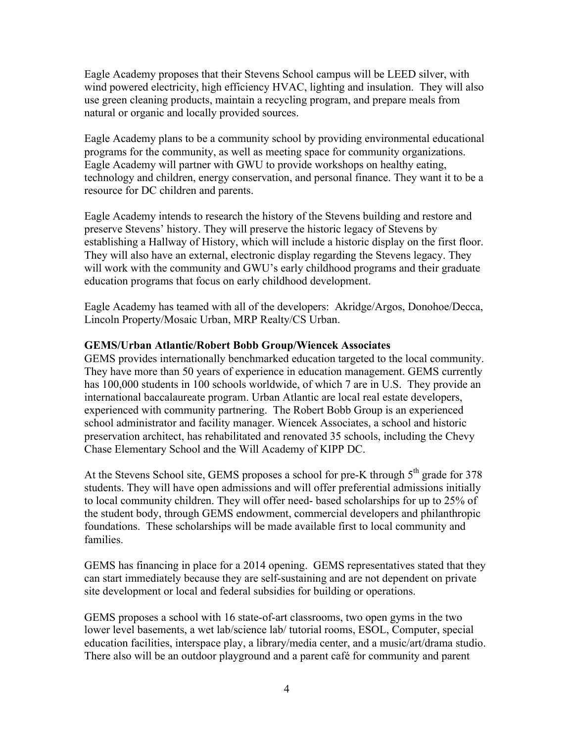Eagle Academy proposes that their Stevens School campus will be LEED silver, with wind powered electricity, high efficiency HVAC, lighting and insulation. They will also use green cleaning products, maintain a recycling program, and prepare meals from natural or organic and locally provided sources.

Eagle Academy plans to be a community school by providing environmental educational programs for the community, as well as meeting space for community organizations. Eagle Academy will partner with GWU to provide workshops on healthy eating, technology and children, energy conservation, and personal finance. They want it to be a resource for DC children and parents.

Eagle Academy intends to research the history of the Stevens building and restore and preserve Stevens' history. They will preserve the historic legacy of Stevens by establishing a Hallway of History, which will include a historic display on the first floor. They will also have an external, electronic display regarding the Stevens legacy. They will work with the community and GWU's early childhood programs and their graduate education programs that focus on early childhood development.

Eagle Academy has teamed with all of the developers: Akridge/Argos, Donohoe/Decca, Lincoln Property/Mosaic Urban, MRP Realty/CS Urban.

**GEMS/Urban Atlantic/Robert Bobb Group/Wiencek Associates**

GEMS provides internationally benchmarked education targeted to the local community. They have more than 50 years of experience in education management. GEMS currently has 100,000 students in 100 schools worldwide, of which 7 are in U.S. They provide an international baccalaureate program. Urban Atlantic are local real estate developers, experienced with community partnering. The Robert Bobb Group is an experienced school administrator and facility manager. Wiencek Associates, a school and historic preservation architect, has rehabilitated and renovated 35 schools, including the Chevy Chase Elementary School and the Will Academy of KIPP DC.

At the Stevens School site, GEMS proposes a school for pre-K through 5th grade for 378 students. They will have open admissions and will offer preferential admissions initially to local community children. They will offer need- based scholarships for up to 25% of the student body, through GEMS endowment, commercial developers and philanthropic foundations. These scholarships will be made available first to local community and families.

GEMS has financing in place for a 2014 opening. GEMS representatives stated that they can start immediately because they are self-sustaining and are not dependent on private site development or local and federal subsidies for building or operations.

GEMS proposes a school with 16 state-of-art classrooms, two open gyms in the two lower level basements, a wet lab/science lab/ tutorial rooms, ESOL, Computer, special education facilities, interspace play, a library/media center, and a music/art/drama studio. There also will be an outdoor playground and a parent café for community and parent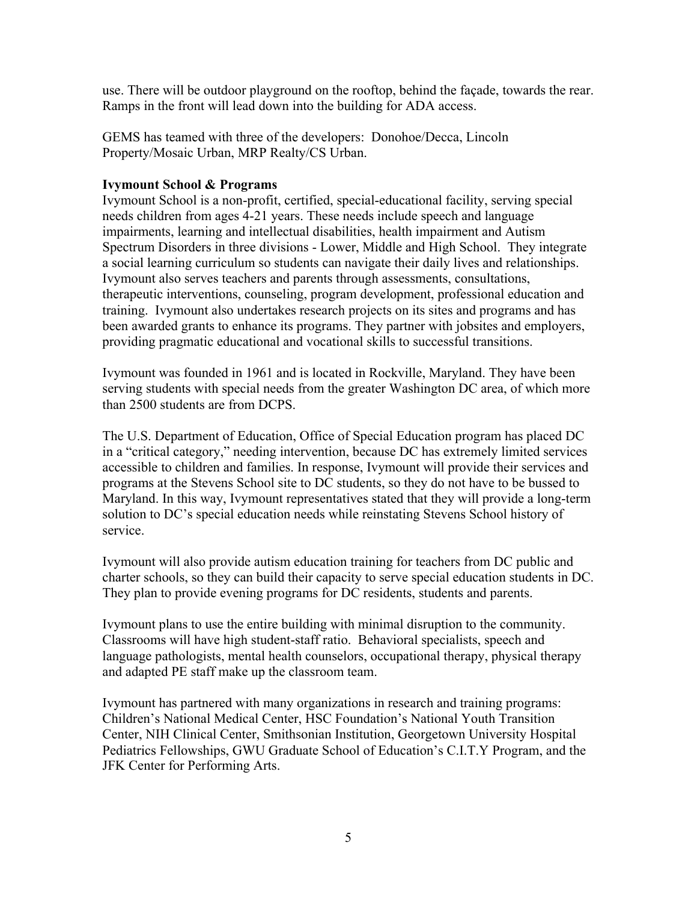use. There will be outdoor playground on the rooftop, behind the façade, towards the rear. Ramps in the front will lead down into the building for ADA access.

GEMS has teamed with three of the developers: Donohoe/Decca, Lincoln Property/Mosaic Urban, MRP Realty/CS Urban.

**Ivymount School & Programs**

Ivymount School is a non-profit, certified, special-educational facility, serving special needs children from ages 4-21 years. These needs include speech and language impairments, learning and intellectual disabilities, health impairment and Autism Spectrum Disorders in three divisions - Lower, Middle and High School. They integrate a social learning curriculum so students can navigate their daily lives and relationships. Ivymount also serves teachers and parents through assessments, consultations, therapeutic interventions, counseling, program development, professional education and training. Ivymount also undertakes research projects on its sites and programs and has been awarded grants to enhance its programs. They partner with jobsites and employers, providing pragmatic educational and vocational skills to successful transitions.

Ivymount was founded in 1961 and is located in Rockville, Maryland. They have been serving students with special needs from the greater Washington DC area, of which more than 2500 students are from DCPS.

The U.S. Department of Education, Office of Special Education program has placed DC in a "critical category," needing intervention, because DC has extremely limited services accessible to children and families. In response, Ivymount will provide their services and programs at the Stevens School site to DC students, so they do not have to be bussed to Maryland. In this way, Ivymount representatives stated that they will provide a long-term solution to DC's special education needs while reinstating Stevens School history of service.

Ivymount will also provide autism education training for teachers from DC public and charter schools, so they can build their capacity to serve special education students in DC. They plan to provide evening programs for DC residents, students and parents.

Ivymount plans to use the entire building with minimal disruption to the community. Classrooms will have high student-staff ratio. Behavioral specialists, speech and language pathologists, mental health counselors, occupational therapy, physical therapy and adapted PE staff make up the classroom team.

Ivymount has partnered with many organizations in research and training programs: Children's National Medical Center, HSC Foundation's National Youth Transition Center, NIH Clinical Center, Smithsonian Institution, Georgetown University Hospital Pediatrics Fellowships, GWU Graduate School of Education's C.I.T.Y Program, and the JFK Center for Performing Arts.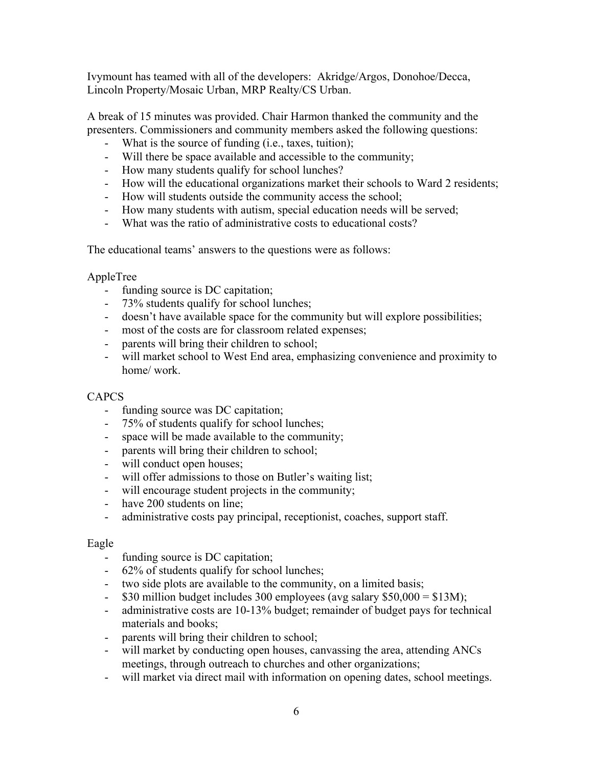Ivymount has teamed with all of the developers: Akridge/Argos, Donohoe/Decca, Lincoln Property/Mosaic Urban, MRP Realty/CS Urban.

A break of 15 minutes was provided. Chair Harmon thanked the community and the presenters. Commissioners and community members asked the following questions:

- What is the source of funding (i.e., taxes, tuition);
- Will there be space available and accessible to the community;
- How many students qualify for school lunches?
- How will the educational organizations market their schools to Ward 2 residents;
- How will students outside the community access the school;
- How many students with autism, special education needs will be served;
- What was the ratio of administrative costs to educational costs?

The educational teams' answers to the questions were as follows:

AppleTree

- funding source is DC capitation;
- 73% students qualify for school lunches;
- doesn't have available space for the community but will explore possibilities;
- most of the costs are for classroom related expenses;
- parents will bring their children to school;
- will market school to West End area, emphasizing convenience and proximity to home/ work.

CAPCS

- funding source was DC capitation;
- 75% of students qualify for school lunches;
- space will be made available to the community;
- parents will bring their children to school;
- will conduct open houses;
- will offer admissions to those on Butler's waiting list;
- will encourage student projects in the community;
- have 200 students on line;
- administrative costs pay principal, receptionist, coaches, support staff.

Eagle

- funding source is DC capitation;
- 62% of students qualify for school lunches;
- two side plots are available to the community, on a limited basis;
- $30 million budget includes 300 employees (avg salary $50,000 = $13M);
- administrative costs are 10-13% budget; remainder of budget pays for technical materials and books;
- parents will bring their children to school;
- will market by conducting open houses, canvassing the area, attending ANCs meetings, through outreach to churches and other organizations;
- will market via direct mail with information on opening dates, school meetings.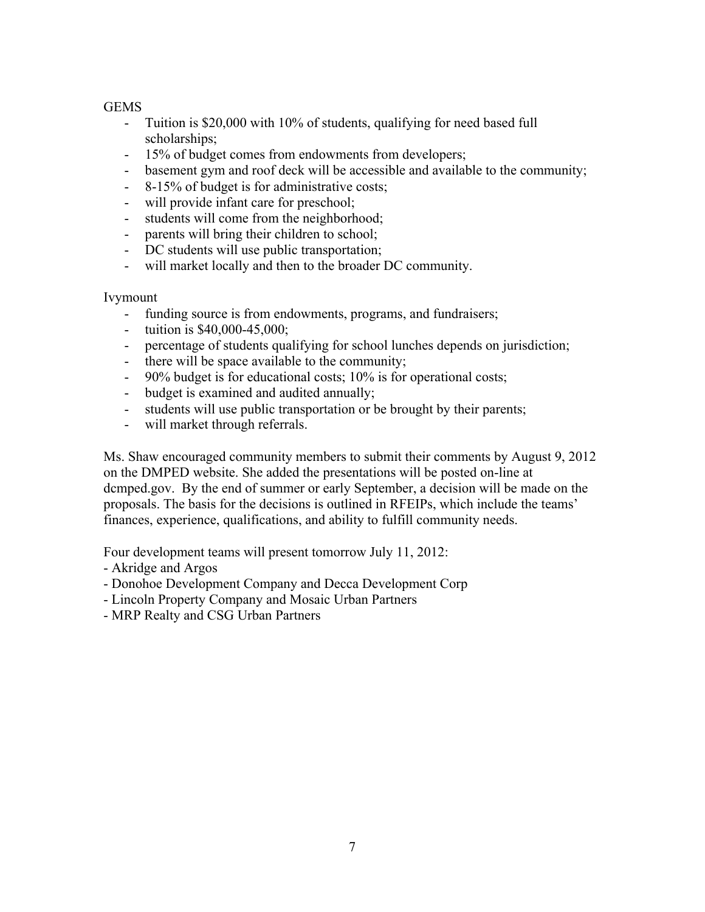GEMS

- Tuition is $20,000 with 10% of students, qualifying for need based full scholarships;
- 15% of budget comes from endowments from developers;
- basement gym and roof deck will be accessible and available to the community;
- 8-15% of budget is for administrative costs;
- will provide infant care for preschool;
- students will come from the neighborhood;
- parents will bring their children to school;
- DC students will use public transportation;
- will market locally and then to the broader DC community.

Ivymount

- funding source is from endowments, programs, and fundraisers;
- tuition is $40,000-45,000;
- percentage of students qualifying for school lunches depends on jurisdiction;
- there will be space available to the community;
- 90% budget is for educational costs; 10% is for operational costs;
- budget is examined and audited annually;
- students will use public transportation or be brought by their parents;
- will market through referrals.

Ms. Shaw encouraged community members to submit their comments by August 9, 2012 on the DMPED website. She added the presentations will be posted on-line at dcmped.gov. By the end of summer or early September, a decision will be made on the proposals. The basis for the decisions is outlined in RFEIPs, which include the teams' finances, experience, qualifications, and ability to fulfill community needs.

Four development teams will present tomorrow July 11, 2012:

- Akridge and Argos
- Donohoe Development Company and Decca Development Corp
- Lincoln Property Company and Mosaic Urban Partners
- MRP Realty and CSG Urban Partners